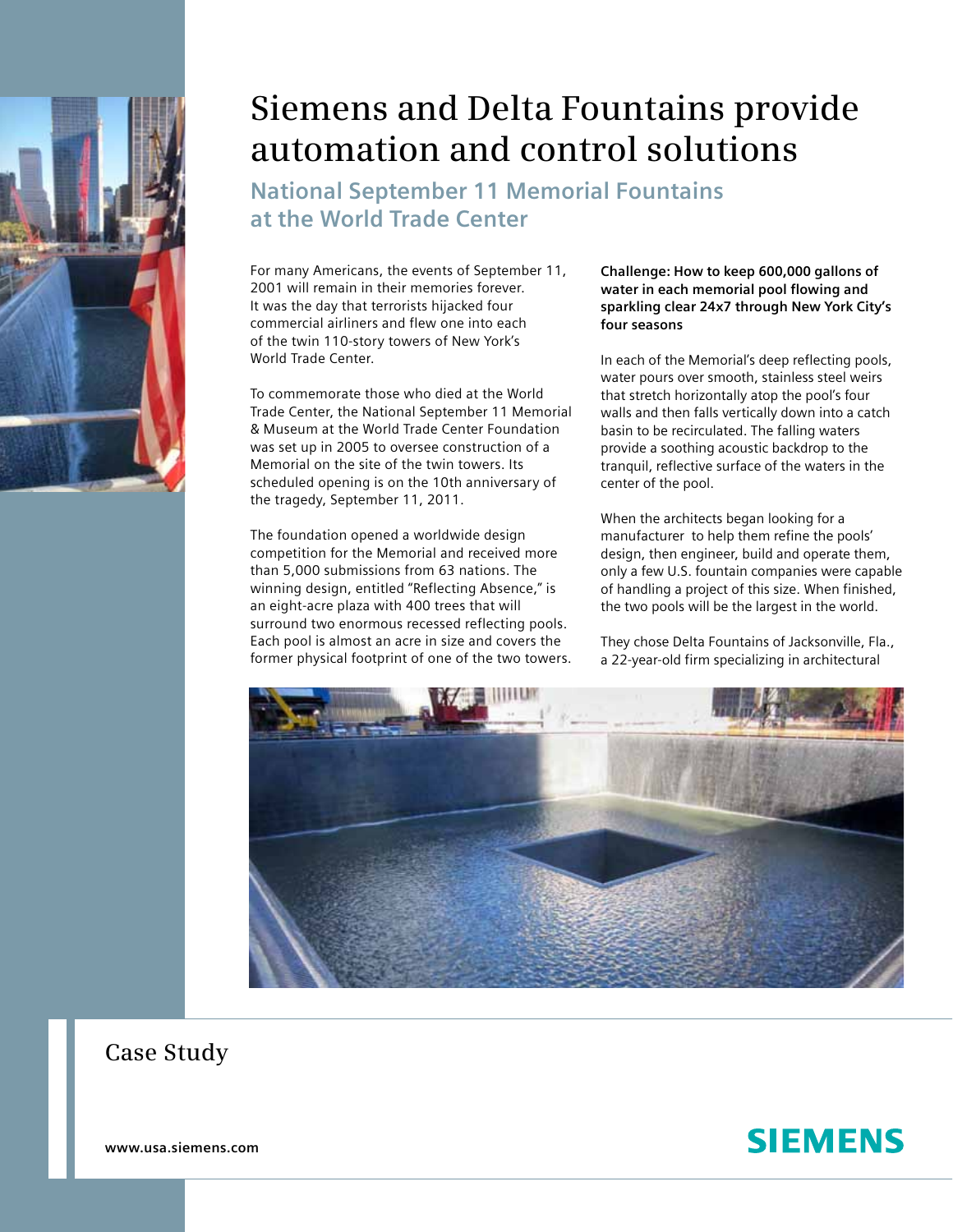# Siemens and Delta Fountains provide automation and control solutions

## National September 11 Memorial Fountains at the World Trade Center

For many Americans, the events of September 11, 2001 will remain in their memories forever. It was the day that terrorists hijacked four commercial airliners and flew one into each of the twin 110-story towers of New York's World Trade Center.

To commemorate those who died at the World Trade Center, the National September 11 Memorial & Museum at the World Trade Center Foundation was set up in 2005 to oversee construction of a Memorial on the site of the twin towers. Its scheduled opening is on the 10th anniversary of the tragedy, September 11, 2011.

The foundation opened a worldwide design competition for the Memorial and received more than 5,000 submissions from 63 nations. The winning design, entitled "Reflecting Absence," is an eight-acre plaza with 400 trees that will surround two enormous recessed reflecting pools. Each pool is almost an acre in size and covers the former physical footprint of one of the two towers.

**Challenge: How to keep 600,000 gallons of water in each memorial pool flowing and sparkling clear 24x7 through New York City's four seasons**

In each of the Memorial's deep reflecting pools, water pours over smooth, stainless steel weirs that stretch horizontally atop the pool's four walls and then falls vertically down into a catch basin to be recirculated. The falling waters provide a soothing acoustic backdrop to the tranquil, reflective surface of the waters in the center of the pool.

When the architects began looking for a manufacturer to help them refine the pools' design, then engineer, build and operate them, only a few U.S. fountain companies were capable of handling a project of this size. When finished, the two pools will be the largest in the world.

They chose Delta Fountains of Jacksonville, Fla., a 22-year-old firm specializing in architectural

Case Study

www.usa.siemens.com

SIEMENS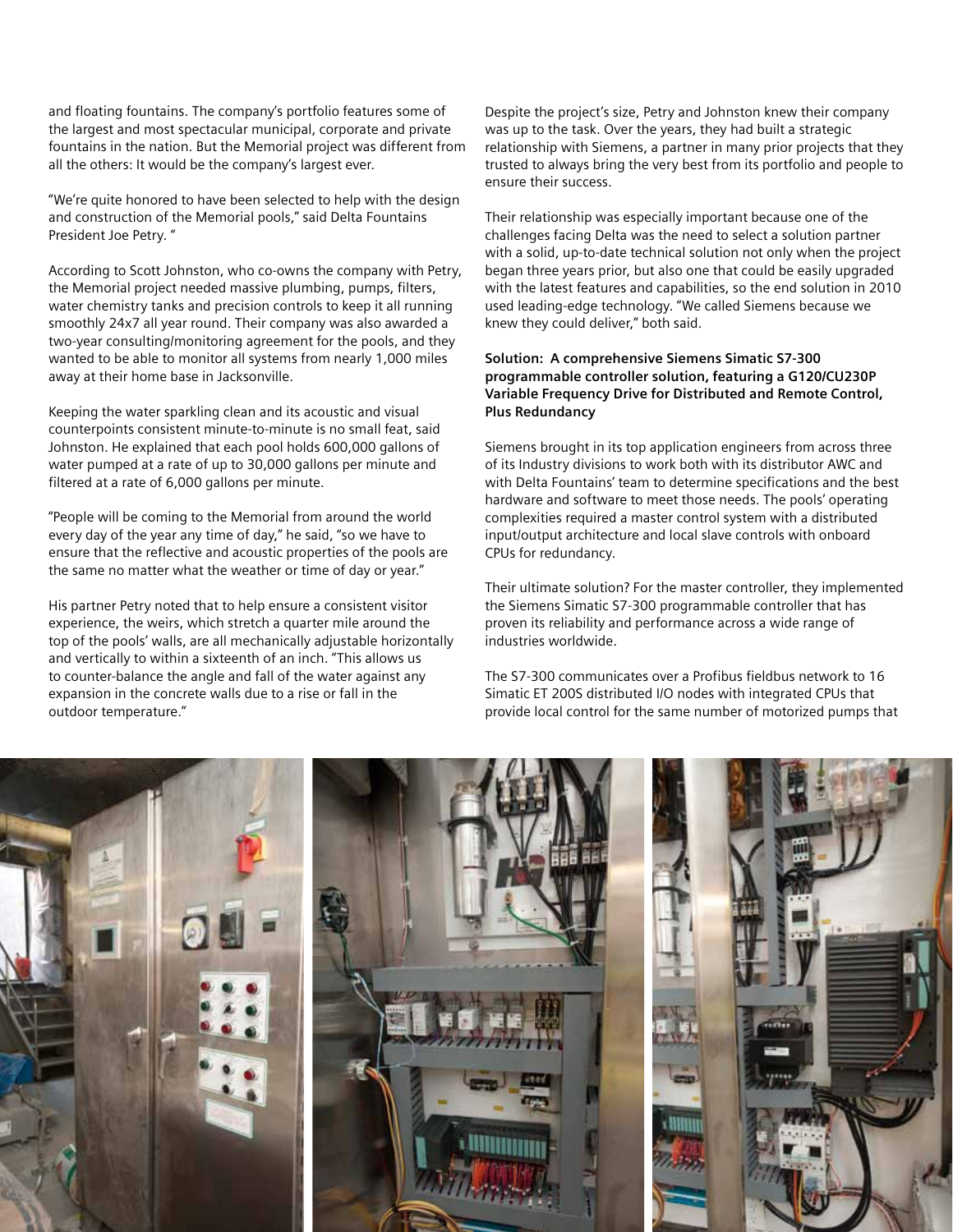and floating fountains. The company's portfolio features some of the largest and most spectacular municipal, corporate and private fountains in the nation. But the Memorial project was different from all the others: It would be the company's largest ever.

"We're quite honored to have been selected to help with the design and construction of the Memorial pools," said Delta Fountains President Joe Petry. "

According to Scott Johnston, who co-owns the company with Petry, the Memorial project needed massive plumbing, pumps, filters, water chemistry tanks and precision controls to keep it all running smoothly 24x7 all year round. Their company was also awarded a two-year consulting/monitoring agreement for the pools, and they wanted to be able to monitor all systems from nearly 1,000 miles away at their home base in Jacksonville.

Keeping the water sparkling clean and its acoustic and visual counterpoints consistent minute-to-minute is no small feat, said Johnston. He explained that each pool holds 600,000 gallons of water pumped at a rate of up to 30,000 gallons per minute and filtered at a rate of 6,000 gallons per minute.

"People will be coming to the Memorial from around the world every day of the year any time of day," he said, "so we have to ensure that the reflective and acoustic properties of the pools are the same no matter what the weather or time of day or year."

His partner Petry noted that to help ensure a consistent visitor experience, the weirs, which stretch a quarter mile around the top of the pools' walls, are all mechanically adjustable horizontally and vertically to within a sixteenth of an inch. "This allows us to counter-balance the angle and fall of the water against any expansion in the concrete walls due to a rise or fall in the outdoor temperature."

Despite the project's size, Petry and Johnston knew their company was up to the task. Over the years, they had built a strategic relationship with Siemens, a partner in many prior projects that they trusted to always bring the very best from its portfolio and people to ensure their success.

Their relationship was especially important because one of the challenges facing Delta was the need to select a solution partner with a solid, up-to-date technical solution not only when the project began three years prior, but also one that could be easily upgraded with the latest features and capabilities, so the end solution in 2010 used leading-edge technology. "We called Siemens because we knew they could deliver," both said.

**Solution: A comprehensive Siemens Simatic S7-300 programmable controller solution, featuring a G120/CU230P Variable Frequency Drive for Distributed and Remote Control, Plus Redundancy**

Siemens brought in its top application engineers from across three of its Industry divisions to work both with its distributor AWC and with Delta Fountains' team to determine specifications and the best hardware and software to meet those needs. The pools' operating complexities required a master control system with a distributed input/output architecture and local slave controls with onboard CPUs for redundancy.

Their ultimate solution? For the master controller, they implemented the Siemens Simatic S7-300 programmable controller that has proven its reliability and performance across a wide range of industries worldwide.

The S7-300 communicates over a Profibus fieldbus network to 16 Simatic ET 200S distributed I/O nodes with integrated CPUs that provide local control for the same number of motorized pumps that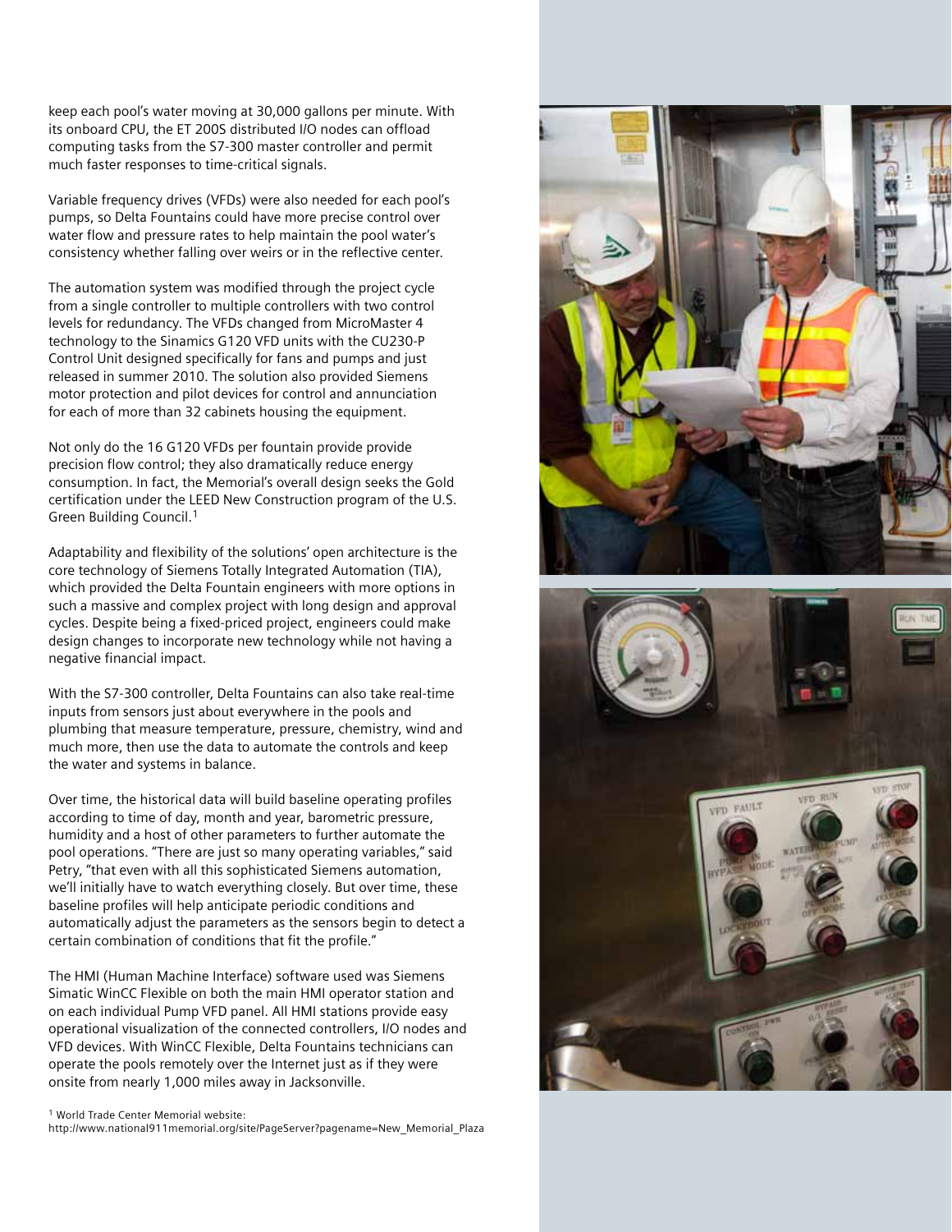keep each pool's water moving at 30,000 gallons per minute. With its onboard CPU, the ET 200S distributed I/O nodes can offload computing tasks from the S7-300 master controller and permit much faster responses to time-critical signals.

Variable frequency drives (VFDs) were also needed for each pool's pumps, so Delta Fountains could have more precise control over water flow and pressure rates to help maintain the pool water's consistency whether falling over weirs or in the reflective center.

The automation system was modified through the project cycle from a single controller to multiple controllers with two control levels for redundancy. The VFDs changed from MicroMaster 4 technology to the Sinamics G120 VFD units with the CU230-P Control Unit designed specifically for fans and pumps and just released in summer 2010. The solution also provided Siemens motor protection and pilot devices for control and annunciation for each of more than 32 cabinets housing the equipment.

Not only do the 16 G120 VFDs per fountain provide provide precision flow control; they also dramatically reduce energy consumption. In fact, the Memorial's overall design seeks the Gold certification under the LEED New Construction program of the U.S. Green Building Council.[1]

Adaptability and flexibility of the solutions' open architecture is the core technology of Siemens Totally Integrated Automation (TIA), which provided the Delta Fountain engineers with more options in such a massive and complex project with long design and approval cycles. Despite being a fixed-priced project, engineers could make design changes to incorporate new technology while not having a negative financial impact.

With the S7-300 controller, Delta Fountains can also take real-time inputs from sensors just about everywhere in the pools and plumbing that measure temperature, pressure, chemistry, wind and much more, then use the data to automate the controls and keep the water and systems in balance.

Over time, the historical data will build baseline operating profiles according to time of day, month and year, barometric pressure, humidity and a host of other parameters to further automate the pool operations. "There are just so many operating variables," said Petry, "that even with all this sophisticated Siemens automation, we'll initially have to watch everything closely. But over time, these baseline profiles will help anticipate periodic conditions and automatically adjust the parameters as the sensors begin to detect a certain combination of conditions that fit the profile."

The HMI (Human Machine Interface) software used was Siemens Simatic WinCC Flexible on both the main HMI operator station and on each individual Pump VFD panel. All HMI stations provide easy operational visualization of the connected controllers, I/O nodes and VFD devices. With WinCC Flexible, Delta Fountains technicians can operate the pools remotely over the Internet just as if they were onsite from nearly 1,000 miles away in Jacksonville.

[1] World Trade Center Memorial website: http://www.national911memorial.org/site/PageServer?pagename=New_Memorial_Plaza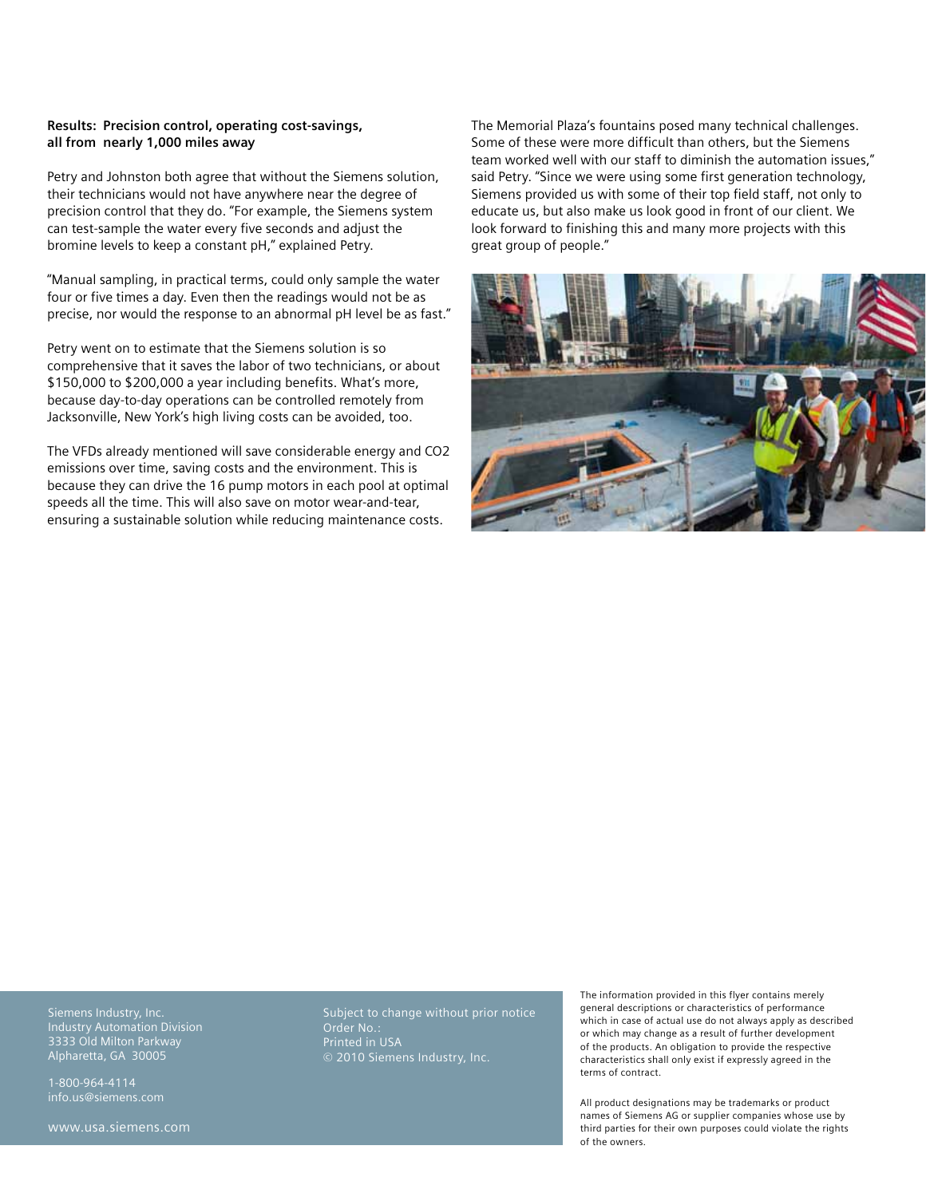**Results: Precision control, operating cost-savings, all from nearly 1,000 miles away**

Petry and Johnston both agree that without the Siemens solution, their technicians would not have anywhere near the degree of precision control that they do. "For example, the Siemens system can test-sample the water every five seconds and adjust the bromine levels to keep a constant pH," explained Petry.

"Manual sampling, in practical terms, could only sample the water four or five times a day. Even then the readings would not be as precise, nor would the response to an abnormal pH level be as fast."

Petry went on to estimate that the Siemens solution is so comprehensive that it saves the labor of two technicians, or about $150,000 to $200,000 a year including benefits. What's more, because day-to-day operations can be controlled remotely from Jacksonville, New York's high living costs can be avoided, too.

The VFDs already mentioned will save considerable energy and $CO_2$ emissions over time, saving costs and the environment. This is because they can drive the 16 pump motors in each pool at optimal speeds all the time. This will also save on motor wear-and-tear, ensuring a sustainable solution while reducing maintenance costs.

The Memorial Plaza's fountains posed many technical challenges. Some of these were more difficult than others, but the Siemens team worked well with our staff to diminish the automation issues," said Petry. "Since we were using some first generation technology, Siemens provided us with some of their top field staff, not only to educate us, but also make us look good in front of our client. We look forward to finishing this and many more projects with this great group of people."

Siemens Industry, Inc.
Industry Automation Division
3333 Old Milton Parkway
Alpharetta, GA 30005

1-800-964-4114
info.us@siemens.com

www.usa.siemens.com

Subject to change without prior notice
Order No.:
Printed in USA
© 2010 Siemens Industry, Inc.

The information provided in this flyer contains merely general descriptions or characteristics of performance which in case of actual use do not always apply as described or which may change as a result of further development of the products. An obligation to provide the respective characteristics shall only exist if expressly agreed in the terms of contract.

All product designations may be trademarks or product names of Siemens AG or supplier companies whose use by third parties for their own purposes could violate the rights of the owners.